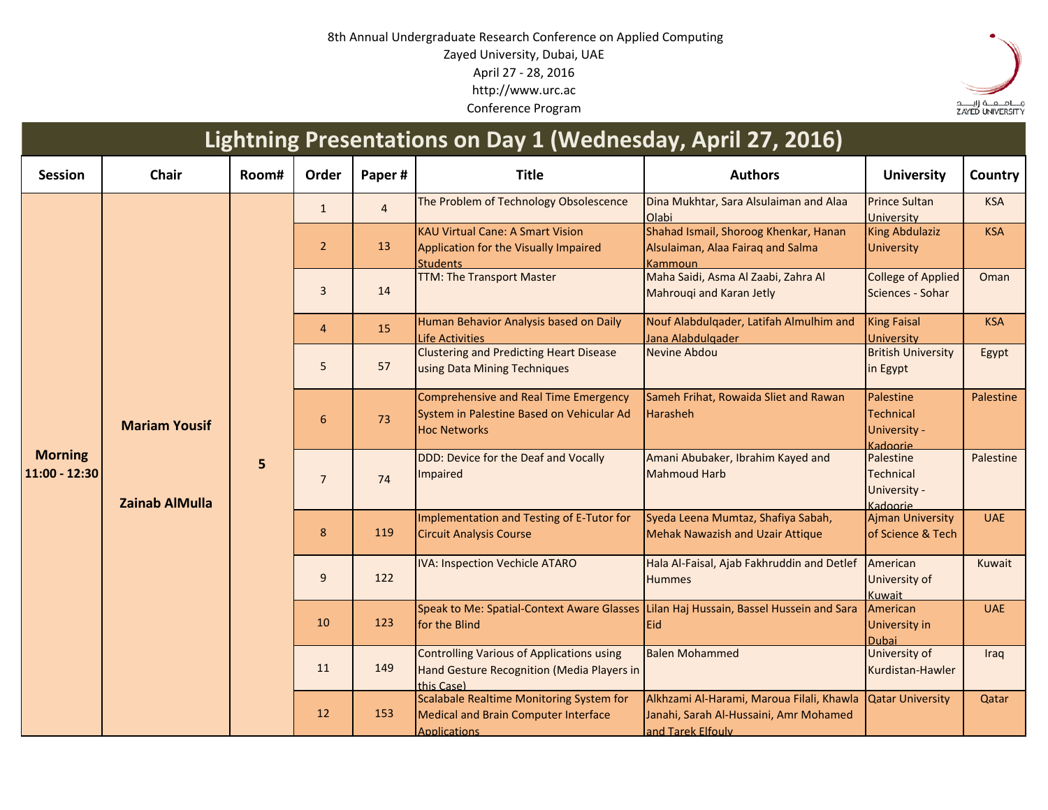8th Annual Undergraduate Research Conference on Applied Computing

Zayed University, Dubai, UAE

April 27 - 28, 2016

http://www.urc.ac

Conference Program

# Lightning Presentations on Day 1 (Wednesday, April 27, 2016)

| Session | Chair | Room# | Order | Paper # | Title | Authors | University | Country |
|---|---|---|---|---|---|---|---|---|
| **Morning 11:00 - 12:30** | **Mariam Yousif** **Zainab AlMulla** | **5** | 1 | 4 | The Problem of Technology Obsolescence | Dina Mukhtar, Sara Alsulaiman and Alaa Olabi | Prince Sultan University | KSA |
| | | | 2 | 13 | KAU Virtual Cane: A Smart Vision Application for the Visually Impaired Students | Shahad Ismail, Shoroog Khenkar, Hanan Alsulaiman, Alaa Fairaq and Salma Kammoun | King Abdulaziz University | KSA |
| | | | 3 | 14 | TTM: The Transport Master | Maha Saidi, Asma Al Zaabi, Zahra Al Mahrouqi and Karan Jetly | College of Applied Sciences - Sohar | Oman |
| | | | 4 | 15 | Human Behavior Analysis based on Daily Life Activities | Nouf Alabdulqader, Latifah Almulhim and Jana Alabdulqader | King Faisal University | KSA |
| | | | 5 | 57 | Clustering and Predicting Heart Disease using Data Mining Techniques | Nevine Abdou | British University in Egypt | Egypt |
| | | | 6 | 73 | Comprehensive and Real Time Emergency System in Palestine Based on Vehicular Ad Hoc Networks | Sameh Frihat, Rowaida Sliet and Rawan Harasheh | Palestine Technical University - Kadoorie | Palestine |
| | | | 7 | 74 | DDD: Device for the Deaf and Vocally Impaired | Amani Abubaker, Ibrahim Kayed and Mahmoud Harb | Palestine Technical University - Kadoorie | Palestine |
| | | | 8 | 119 | Implementation and Testing of E-Tutor for Circuit Analysis Course | Syeda Leena Mumtaz, Shafiya Sabah, Mehak Nawazish and Uzair Attique | Ajman University of Science & Tech | UAE |
| | | | 9 | 122 | IVA: Inspection Vechicle ATARO | Hala Al-Faisal, Ajab Fakhruddin and Detlef Hummes | American University of Kuwait | Kuwait |
| | | | 10 | 123 | Speak to Me: Spatial-Context Aware Glasses for the Blind | Lilan Haj Hussain, Bassel Hussein and Sara Eid | American University in Dubai | UAE |
| | | | 11 | 149 | Controlling Various of Applications using Hand Gesture Recognition (Media Players in this Case) | Balen Mohammed | University of Kurdistan-Hawler | Iraq |
| | | | 12 | 153 | Scalabale Realtime Monitoring System for Medical and Brain Computer Interface Applications | Alkhzami Al-Harami, Maroua Filali, Khawla Janahi, Sarah Al-Hussaini, Amr Mohamed and Tarek Elfouly | Qatar University | Qatar |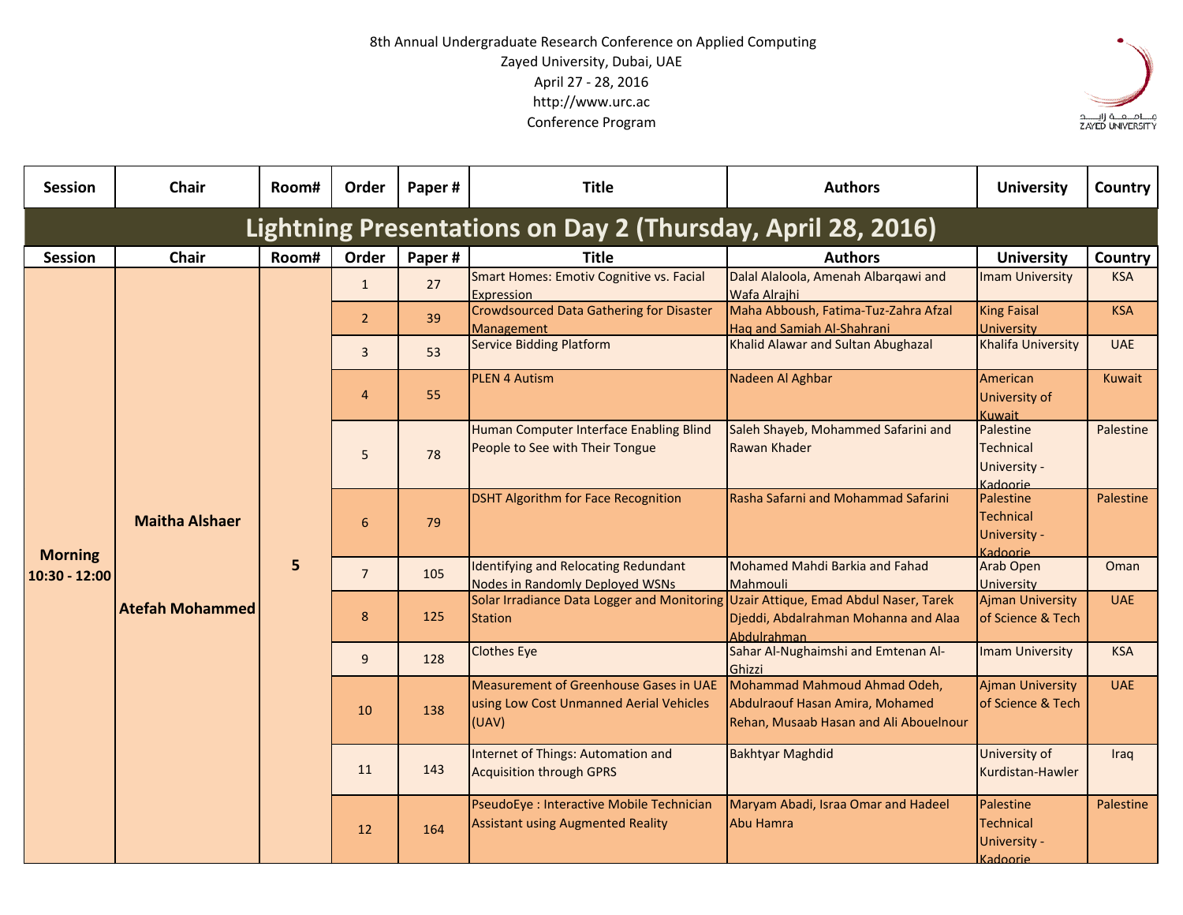8th Annual Undergraduate Research Conference on Applied Computing
Zayed University, Dubai, UAE
April 27 - 28, 2016
http://www.urc.ac
Conference Program

| Session | Chair | Room# | Order | Paper # | Title | Authors | University | Country |
|---|---|---|---|---|---|---|---|---|
| **Lightning Presentations on Day 2 (Thursday, April 28, 2016)** | | | | | | | | |
| **Session** | **Chair** | **Room#** | **Order** | **Paper #** | **Title** | **Authors** | **University** | **Country** |
| **Morning 10:30 - 12:00** | **Maitha Alshaer** **Atefah Mohammed** | **5** | 1 | 27 | Smart Homes: Emotiv Cognitive vs. Facial Expression | Dalal Alaloola, Amenah Albarqawi and Wafa Alrajhi | Imam University | KSA |
| | | | 2 | 39 | Crowdsourced Data Gathering for Disaster Management | Maha Abboush, Fatima-Tuz-Zahra Afzal Haq and Samiah Al-Shahrani | King Faisal University | KSA |
| | | | 3 | 53 | Service Bidding Platform | Khalid Alawar and Sultan Abughazal | Khalifa University | UAE |
| | | | 4 | 55 | PLEN 4 Autism | Nadeen Al Aghbar | American University of Kuwait | Kuwait |
| | | | 5 | 78 | Human Computer Interface Enabling Blind People to See with Their Tongue | Saleh Shayeb, Mohammed Safarini and Rawan Khader | Palestine Technical University - Kadoorie | Palestine |
| | | | 6 | 79 | DSHT Algorithm for Face Recognition | Rasha Safarni and Mohammad Safarini | Palestine Technical University - Kadoorie | Palestine |
| | | | 7 | 105 | Identifying and Relocating Redundant Nodes in Randomly Deployed WSNs | Mohamed Mahdi Barkia and Fahad Mahmouli | Arab Open University | Oman |
| | | | 8 | 125 | Solar Irradiance Data Logger and Monitoring Station | Uzair Attique, Emad Abdul Naser, Tarek Djeddi, Abdalrahman Mohanna and Alaa Abdulrahman | Ajman University of Science & Tech | UAE |
| | | | 9 | 128 | Clothes Eye | Sahar Al-Nughaimshi and Emtenan Al-Ghizzi | Imam University | KSA |
| | | | 10 | 138 | Measurement of Greenhouse Gases in UAE using Low Cost Unmanned Aerial Vehicles (UAV) | Mohammad Mahmoud Ahmad Odeh, Abdulraouf Hasan Amira, Mohamed Rehan, Musaab Hasan and Ali Abouelnour | Ajman University of Science & Tech | UAE |
| | | | 11 | 143 | Internet of Things: Automation and Acquisition through GPRS | Bakhtyar Maghdid | University of Kurdistan-Hawler | Iraq |
| | | | 12 | 164 | PseudoEye : Interactive Mobile Technician Assistant using Augmented Reality | Maryam Abadi, Israa Omar and Hadeel Abu Hamra | Palestine Technical University - Kadoorie | Palestine |